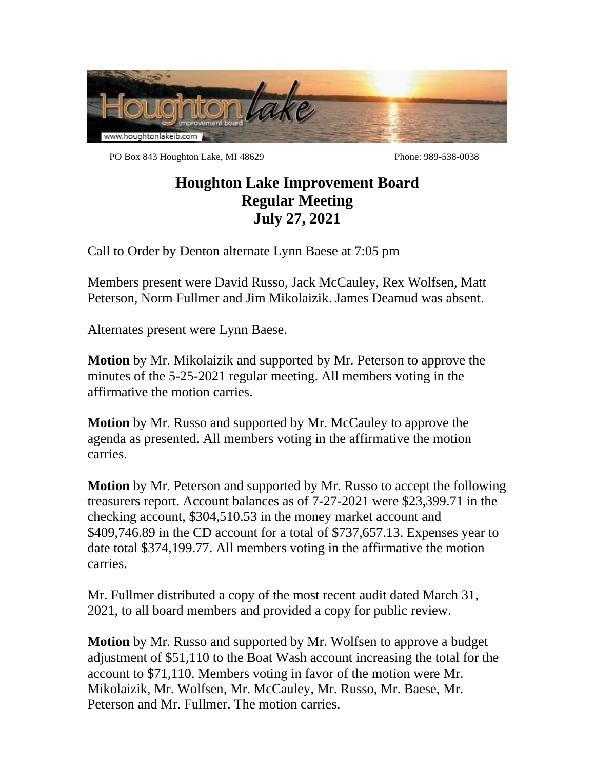PO Box 843 Houghton Lake, MI 48629 Phone: 989-538-0038

# Houghton Lake Improvement Board
## Regular Meeting
## July 27, 2021

Call to Order by Denton alternate Lynn Baese at 7:05 pm

Members present were David Russo, Jack McCauley, Rex Wolfsen, Matt Peterson, Norm Fullmer and Jim Mikolaizik. James Deamud was absent.

Alternates present were Lynn Baese.

**Motion** by Mr. Mikolaizik and supported by Mr. Peterson to approve the minutes of the 5-25-2021 regular meeting. All members voting in the affirmative the motion carries.

**Motion** by Mr. Russo and supported by Mr. McCauley to approve the agenda as presented. All members voting in the affirmative the motion carries.

**Motion** by Mr. Peterson and supported by Mr. Russo to accept the following treasurers report. Account balances as of 7-27-2021 were $23,399.71 in the checking account, $304,510.53 in the money market account and $409,746.89 in the CD account for a total of $737,657.13. Expenses year to date total $374,199.77. All members voting in the affirmative the motion carries.

Mr. Fullmer distributed a copy of the most recent audit dated March 31, 2021, to all board members and provided a copy for public review.

**Motion** by Mr. Russo and supported by Mr. Wolfsen to approve a budget adjustment of $51,110 to the Boat Wash account increasing the total for the account to $71,110. Members voting in favor of the motion were Mr. Mikolaizik, Mr. Wolfsen, Mr. McCauley, Mr. Russo, Mr. Baese, Mr. Peterson and Mr. Fullmer. The motion carries.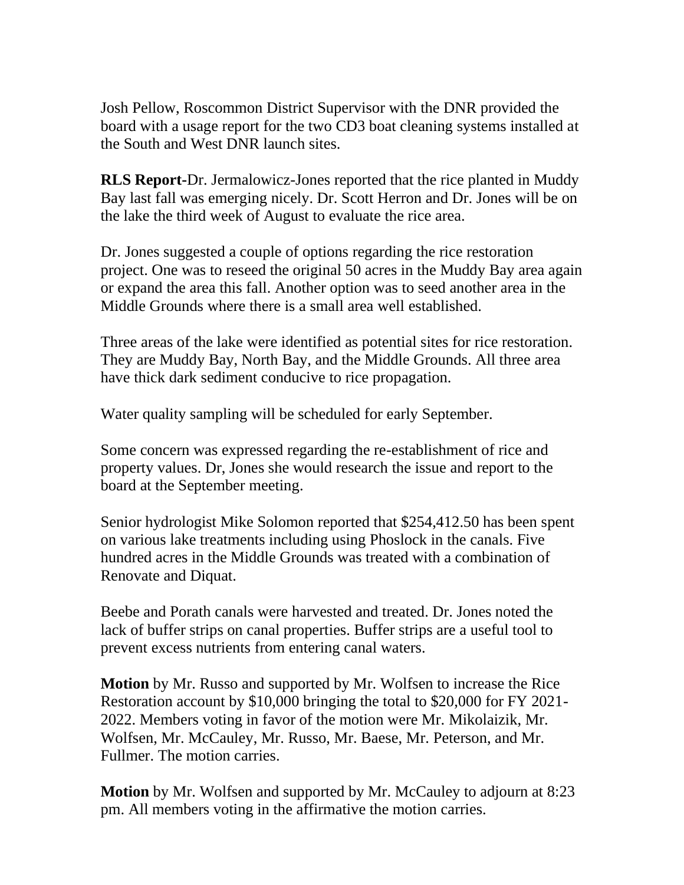Josh Pellow, Roscommon District Supervisor with the DNR provided the board with a usage report for the two CD3 boat cleaning systems installed at the South and West DNR launch sites.

**RLS Report**-Dr. Jermalowicz-Jones reported that the rice planted in Muddy Bay last fall was emerging nicely. Dr. Scott Herron and Dr. Jones will be on the lake the third week of August to evaluate the rice area.

Dr. Jones suggested a couple of options regarding the rice restoration project. One was to reseed the original 50 acres in the Muddy Bay area again or expand the area this fall. Another option was to seed another area in the Middle Grounds where there is a small area well established.

Three areas of the lake were identified as potential sites for rice restoration. They are Muddy Bay, North Bay, and the Middle Grounds. All three area have thick dark sediment conducive to rice propagation.

Water quality sampling will be scheduled for early September.

Some concern was expressed regarding the re-establishment of rice and property values. Dr, Jones she would research the issue and report to the board at the September meeting.

Senior hydrologist Mike Solomon reported that $254,412.50 has been spent on various lake treatments including using Phoslock in the canals. Five hundred acres in the Middle Grounds was treated with a combination of Renovate and Diquat.

Beebe and Porath canals were harvested and treated. Dr. Jones noted the lack of buffer strips on canal properties. Buffer strips are a useful tool to prevent excess nutrients from entering canal waters.

**Motion** by Mr. Russo and supported by Mr. Wolfsen to increase the Rice Restoration account by $10,000 bringing the total to $20,000 for FY 2021-2022. Members voting in favor of the motion were Mr. Mikolaizik, Mr. Wolfsen, Mr. McCauley, Mr. Russo, Mr. Baese, Mr. Peterson, and Mr. Fullmer. The motion carries.

**Motion** by Mr. Wolfsen and supported by Mr. McCauley to adjourn at 8:23 pm. All members voting in the affirmative the motion carries.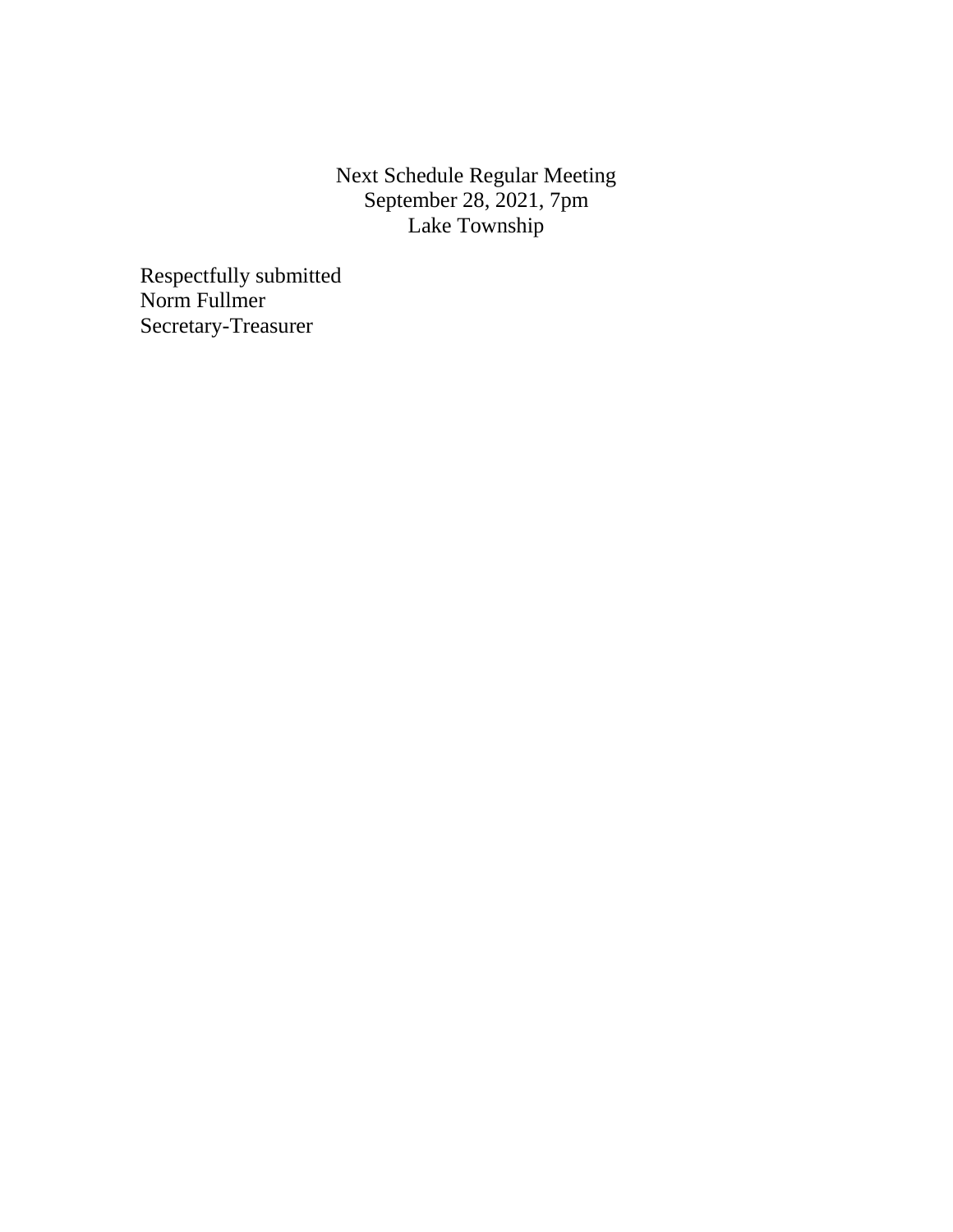Next Schedule Regular Meeting
September 28, 2021, 7pm
Lake Township

Respectfully submitted
Norm Fullmer
Secretary-Treasurer